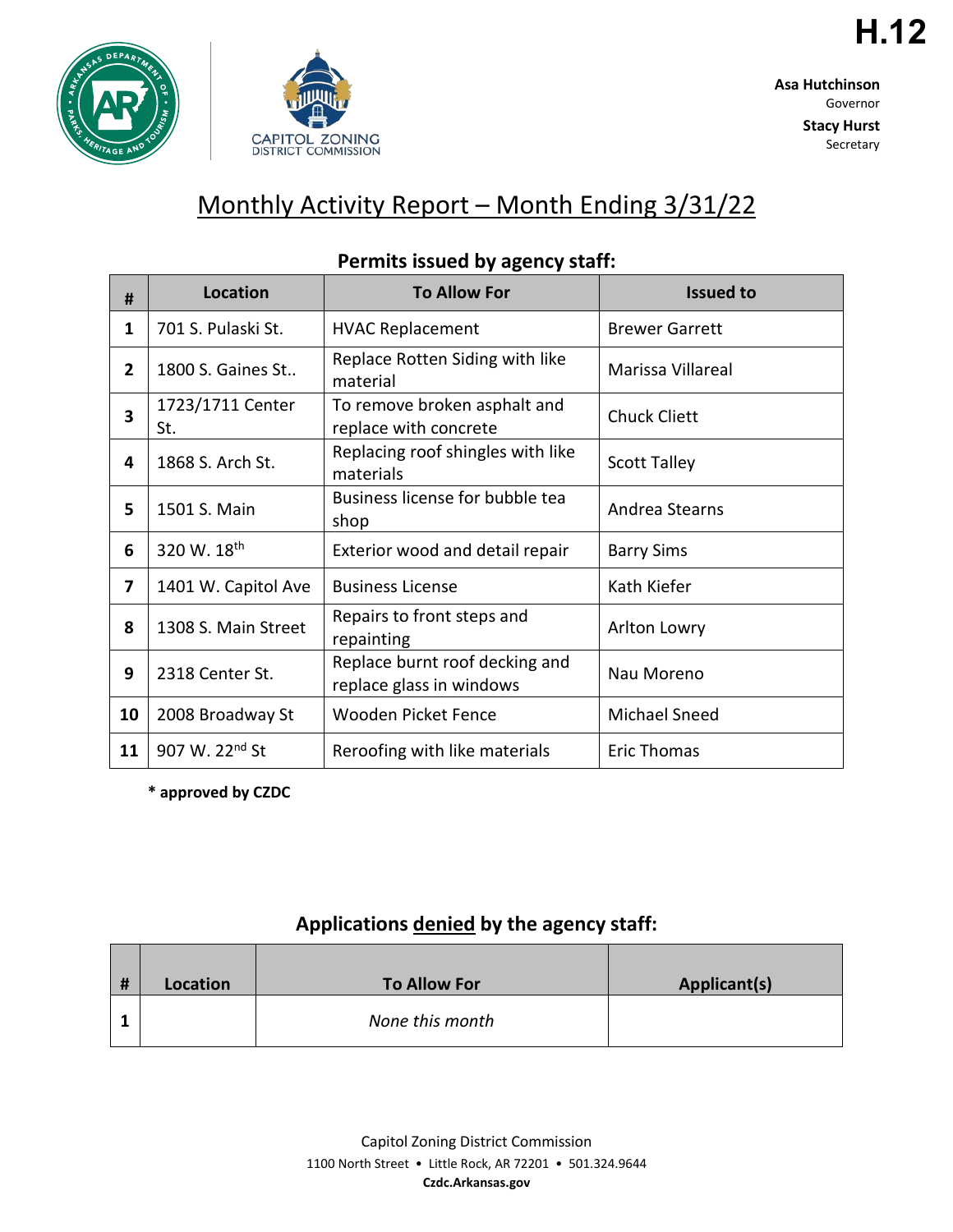H.12

**Asa Hutchinson**
Governor

**Stacy Hurst**
Secretary

CAPITOL ZONING DISTRICT COMMISSION

# Monthly Activity Report – Month Ending 3/31/22

## Permits issued by agency staff:

| # | Location | To Allow For | Issued to |
|---|---|---|---|
| 1 | 701 S. Pulaski St. | HVAC Replacement | Brewer Garrett |
| 2 | 1800 S. Gaines St.. | Replace Rotten Siding with like material | Marissa Villareal |
| 3 | 1723/1711 Center St. | To remove broken asphalt and replace with concrete | Chuck Cliett |
| 4 | 1868 S. Arch St. | Replacing roof shingles with like materials | Scott Talley |
| 5 | 1501 S. Main | Business license for bubble tea shop | Andrea Stearns |
| 6 | 320 W. 18th | Exterior wood and detail repair | Barry Sims |
| 7 | 1401 W. Capitol Ave | Business License | Kath Kiefer |
| 8 | 1308 S. Main Street | Repairs to front steps and repainting | Arlton Lowry |
| 9 | 2318 Center St. | Replace burnt roof decking and replace glass in windows | Nau Moreno |
| 10 | 2008 Broadway St | Wooden Picket Fence | Michael Sneed |
| 11 | 907 W. 22nd St | Reroofing with like materials | Eric Thomas |

**\* approved by CZDC**

## Applications denied by the agency staff:

| # | Location | To Allow For | Applicant(s) |
|---|---|---|---|
| 1 | | *None this month* | |

Capitol Zoning District Commission
1100 North Street • Little Rock, AR 72201 • 501.324.9644
**Czdc.Arkansas.gov**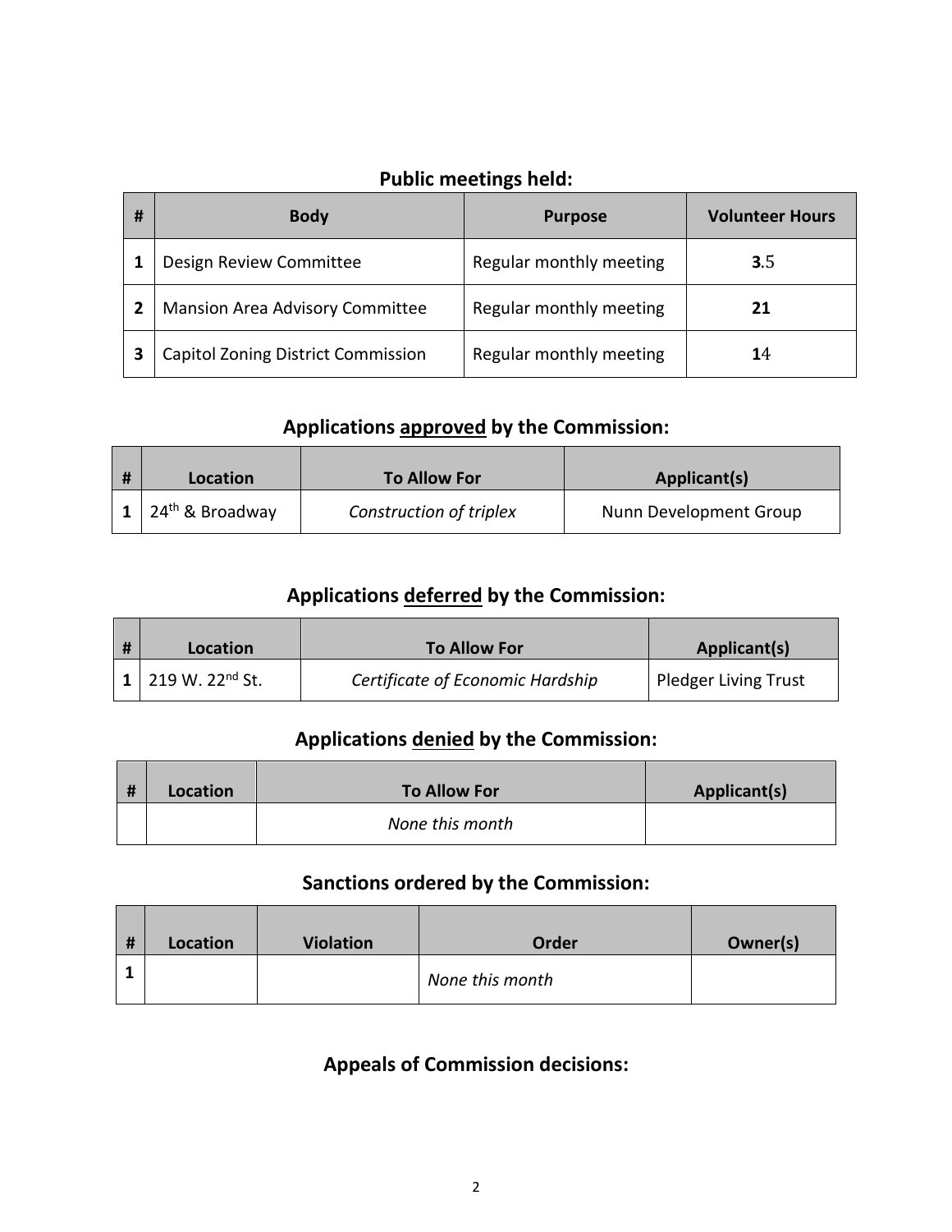## Public meetings held:

| # | Body | Purpose | Volunteer Hours |
|---|---|---|---|
| 1 | Design Review Committee | Regular monthly meeting | **3**.5 |
| 2 | Mansion Area Advisory Committee | Regular monthly meeting | **21** |
| 3 | Capitol Zoning District Commission | Regular monthly meeting | **1**4 |

## Applications approved by the Commission:

| # | Location | To Allow For | Applicant(s) |
|---|---|---|---|
| 1 | 24th & Broadway | *Construction of triplex* | Nunn Development Group |

## Applications deferred by the Commission:

| # | Location | To Allow For | Applicant(s) |
|---|---|---|---|
| 1 | 219 W. 22nd St. | *Certificate of Economic Hardship* | Pledger Living Trust |

## Applications denied by the Commission:

| # | Location | To Allow For | Applicant(s) |
|---|---|---|---|
| | | *None this month* | |

## Sanctions ordered by the Commission:

| # | Location | Violation | Order | Owner(s) |
|---|---|---|---|---|
| 1 | | | *None this month* | |

## Appeals of Commission decisions: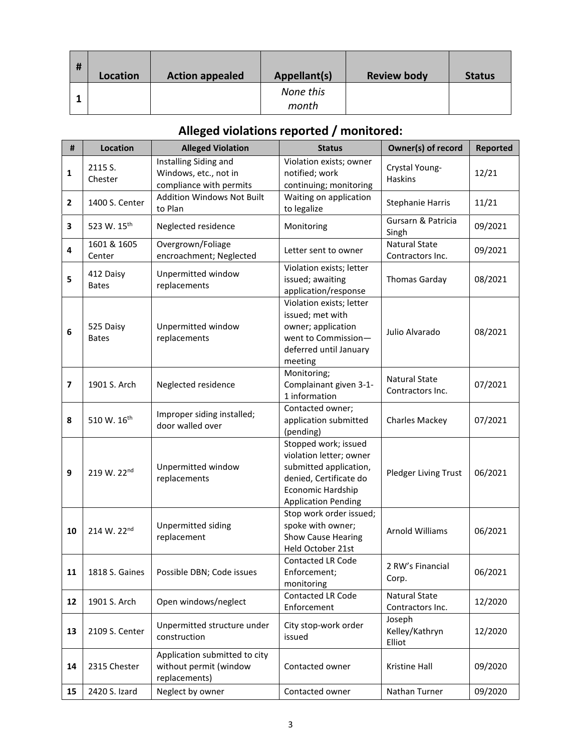| # | Location | Action appealed | Appellant(s) | Review body | Status |
|---|---|---|---|---|---|
| 1 | | | *None this month* | | |

## Alleged violations reported / monitored:

| # | Location | Alleged Violation | Status | Owner(s) of record | Reported |
|---|---|---|---|---|---|
| 1 | 2115 S. Chester | Installing Siding and Windows, etc., not in compliance with permits | Violation exists; owner notified; work continuing; monitoring | Crystal Young-Haskins | 12/21 |
| 2 | 1400 S. Center | Addition Windows Not Built to Plan | Waiting on application to legalize | Stephanie Harris | 11/21 |
| 3 | 523 W. 15th | Neglected residence | Monitoring | Gursarn & Patricia Singh | 09/2021 |
| 4 | 1601 & 1605 Center | Overgrown/Foliage encroachment; Neglected | Letter sent to owner | Natural State Contractors Inc. | 09/2021 |
| 5 | 412 Daisy Bates | Unpermitted window replacements | Violation exists; letter issued; awaiting application/response | Thomas Garday | 08/2021 |
| 6 | 525 Daisy Bates | Unpermitted window replacements | Violation exists; letter issued; met with owner; application went to Commission—deferred until January meeting | Julio Alvarado | 08/2021 |
| 7 | 1901 S. Arch | Neglected residence | Monitoring; Complainant given 3-1-1 information | Natural State Contractors Inc. | 07/2021 |
| 8 | 510 W. 16th | Improper siding installed; door walled over | Contacted owner; application submitted (pending) | Charles Mackey | 07/2021 |
| 9 | 219 W. 22nd | Unpermitted window replacements | Stopped work; issued violation letter; owner submitted application, denied, Certificate do Economic Hardship Application Pending | Pledger Living Trust | 06/2021 |
| 10 | 214 W. 22nd | Unpermitted siding replacement | Stop work order issued; spoke with owner; Show Cause Hearing Held October 21st | Arnold Williams | 06/2021 |
| 11 | 1818 S. Gaines | Possible DBN; Code issues | Contacted LR Code Enforcement; monitoring | 2 RW's Financial Corp. | 06/2021 |
| 12 | 1901 S. Arch | Open windows/neglect | Contacted LR Code Enforcement | Natural State Contractors Inc. | 12/2020 |
| 13 | 2109 S. Center | Unpermitted structure under construction | City stop-work order issued | Joseph Kelley/Kathryn Elliot | 12/2020 |
| 14 | 2315 Chester | Application submitted to city without permit (window replacements) | Contacted owner | Kristine Hall | 09/2020 |
| 15 | 2420 S. Izard | Neglect by owner | Contacted owner | Nathan Turner | 09/2020 |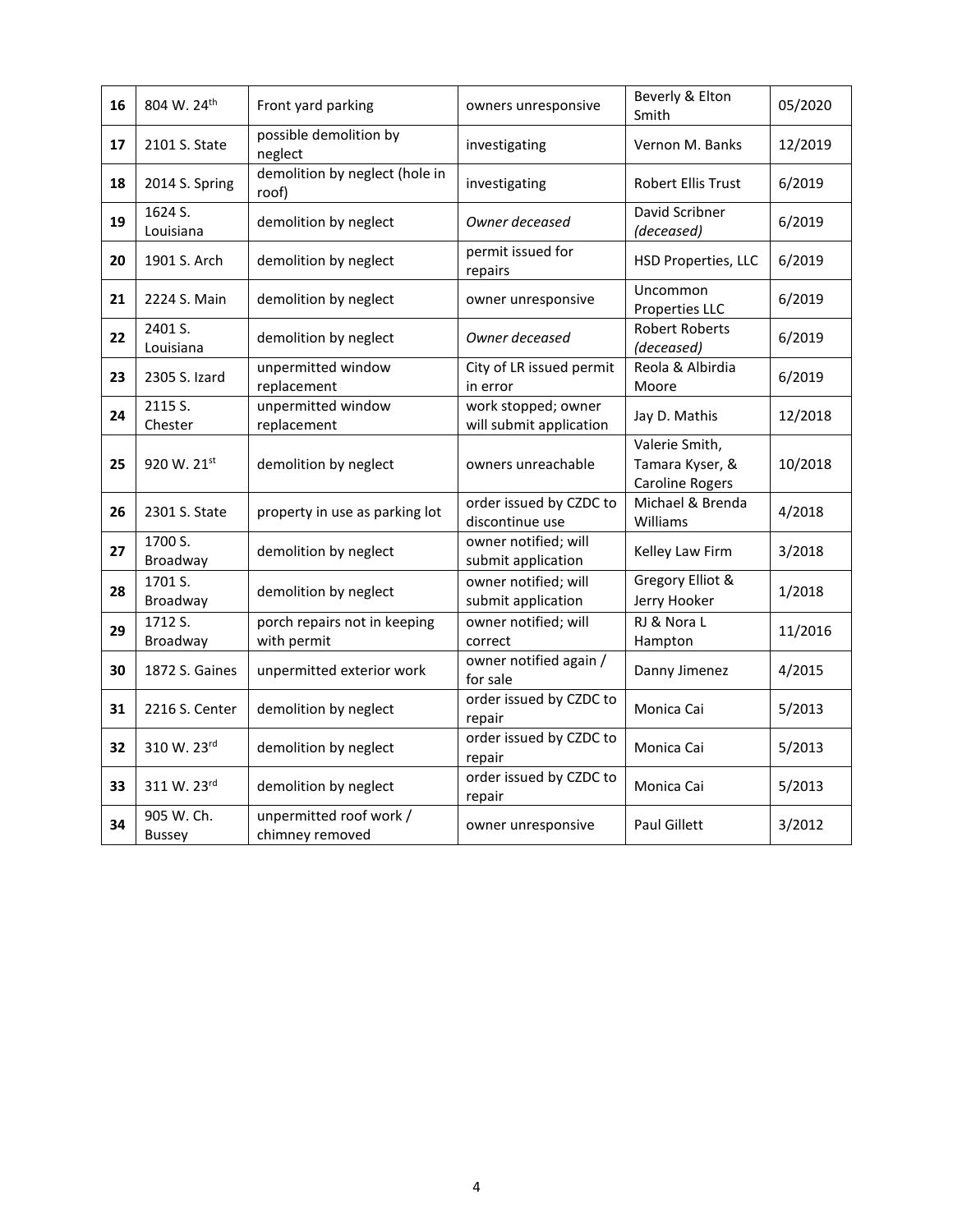| | | | | | |
|---|---|---|---|---|---|
| **16** | 804 W. 24th | Front yard parking | owners unresponsive | Beverly & Elton Smith | 05/2020 |
| **17** | 2101 S. State | possible demolition by neglect | investigating | Vernon M. Banks | 12/2019 |
| **18** | 2014 S. Spring | demolition by neglect (hole in roof) | investigating | Robert Ellis Trust | 6/2019 |
| **19** | 1624 S. Louisiana | demolition by neglect | *Owner deceased* | David Scribner *(deceased)* | 6/2019 |
| **20** | 1901 S. Arch | demolition by neglect | permit issued for repairs | HSD Properties, LLC | 6/2019 |
| **21** | 2224 S. Main | demolition by neglect | owner unresponsive | Uncommon Properties LLC | 6/2019 |
| **22** | 2401 S. Louisiana | demolition by neglect | *Owner deceased* | Robert Roberts *(deceased)* | 6/2019 |
| **23** | 2305 S. Izard | unpermitted window replacement | City of LR issued permit in error | Reola & Albirdia Moore | 6/2019 |
| **24** | 2115 S. Chester | unpermitted window replacement | work stopped; owner will submit application | Jay D. Mathis | 12/2018 |
| **25** | 920 W. 21st | demolition by neglect | owners unreachable | Valerie Smith, Tamara Kyser, & Caroline Rogers | 10/2018 |
| **26** | 2301 S. State | property in use as parking lot | order issued by CZDC to discontinue use | Michael & Brenda Williams | 4/2018 |
| **27** | 1700 S. Broadway | demolition by neglect | owner notified; will submit application | Kelley Law Firm | 3/2018 |
| **28** | 1701 S. Broadway | demolition by neglect | owner notified; will submit application | Gregory Elliot & Jerry Hooker | 1/2018 |
| **29** | 1712 S. Broadway | porch repairs not in keeping with permit | owner notified; will correct | RJ & Nora L Hampton | 11/2016 |
| **30** | 1872 S. Gaines | unpermitted exterior work | owner notified again / for sale | Danny Jimenez | 4/2015 |
| **31** | 2216 S. Center | demolition by neglect | order issued by CZDC to repair | Monica Cai | 5/2013 |
| **32** | 310 W. 23rd | demolition by neglect | order issued by CZDC to repair | Monica Cai | 5/2013 |
| **33** | 311 W. 23rd | demolition by neglect | order issued by CZDC to repair | Monica Cai | 5/2013 |
| **34** | 905 W. Ch. Bussey | unpermitted roof work / chimney removed | owner unresponsive | Paul Gillett | 3/2012 |